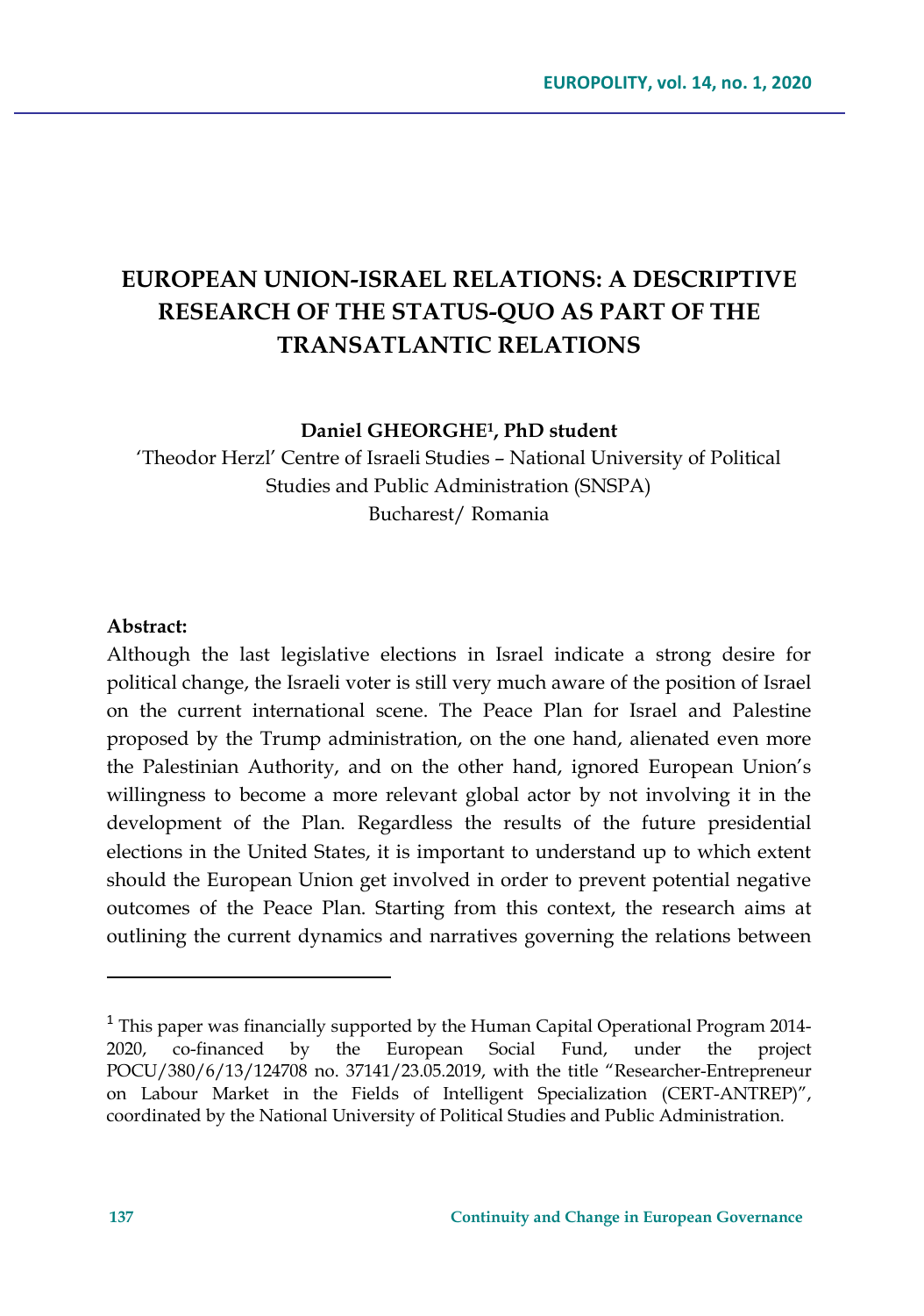# EUROPEAN UNION-ISRAEL RELATIONS: A DESCRIPTIVE RESEARCH OF THE STATUS-QUO AS PART OF THE TRANSATLANTIC RELATIONS

**Daniel GHEORGHE[1], PhD student**

'Theodor Herzl' Centre of Israeli Studies – National University of Political Studies and Public Administration (SNSPA)
Bucharest/ Romania

**Abstract:**

Although the last legislative elections in Israel indicate a strong desire for political change, the Israeli voter is still very much aware of the position of Israel on the current international scene. The Peace Plan for Israel and Palestine proposed by the Trump administration, on the one hand, alienated even more the Palestinian Authority, and on the other hand, ignored European Union's willingness to become a more relevant global actor by not involving it in the development of the Plan. Regardless the results of the future presidential elections in the United States, it is important to understand up to which extent should the European Union get involved in order to prevent potential negative outcomes of the Peace Plan. Starting from this context, the research aims at outlining the current dynamics and narratives governing the relations between

---

[1] This paper was financially supported by the Human Capital Operational Program 2014-2020, co-financed by the European Social Fund, under the project POCU/380/6/13/124708 no. 37141/23.05.2019, with the title "Researcher-Entrepreneur on Labour Market in the Fields of Intelligent Specialization (CERT-ANTREP)", coordinated by the National University of Political Studies and Public Administration.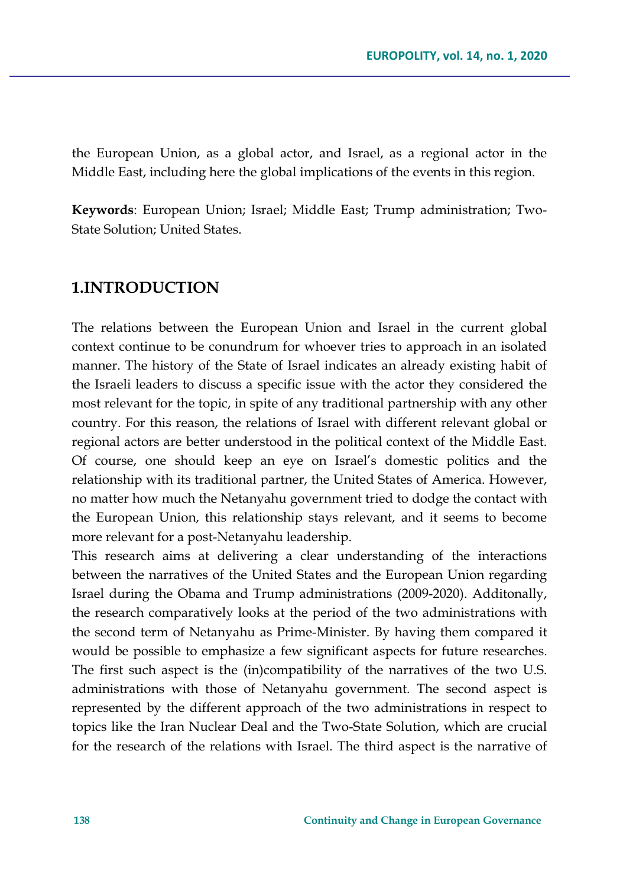the European Union, as a global actor, and Israel, as a regional actor in the Middle East, including here the global implications of the events in this region.

**Keywords**: European Union; Israel; Middle East; Trump administration; Two-State Solution; United States.

## 1.INTRODUCTION

The relations between the European Union and Israel in the current global context continue to be conundrum for whoever tries to approach in an isolated manner. The history of the State of Israel indicates an already existing habit of the Israeli leaders to discuss a specific issue with the actor they considered the most relevant for the topic, in spite of any traditional partnership with any other country. For this reason, the relations of Israel with different relevant global or regional actors are better understood in the political context of the Middle East. Of course, one should keep an eye on Israel's domestic politics and the relationship with its traditional partner, the United States of America. However, no matter how much the Netanyahu government tried to dodge the contact with the European Union, this relationship stays relevant, and it seems to become more relevant for a post-Netanyahu leadership.

This research aims at delivering a clear understanding of the interactions between the narratives of the United States and the European Union regarding Israel during the Obama and Trump administrations (2009-2020). Additonally, the research comparatively looks at the period of the two administrations with the second term of Netanyahu as Prime-Minister. By having them compared it would be possible to emphasize a few significant aspects for future researches. The first such aspect is the (in)compatibility of the narratives of the two U.S. administrations with those of Netanyahu government. The second aspect is represented by the different approach of the two administrations in respect to topics like the Iran Nuclear Deal and the Two-State Solution, which are crucial for the research of the relations with Israel. The third aspect is the narrative of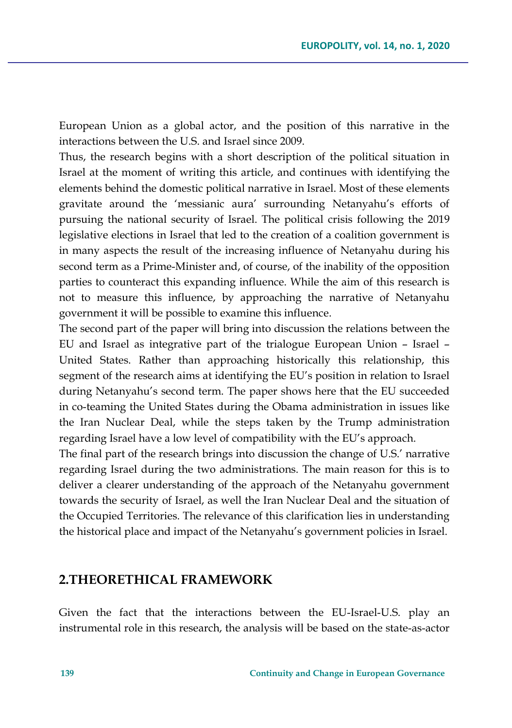European Union as a global actor, and the position of this narrative in the interactions between the U.S. and Israel since 2009.

Thus, the research begins with a short description of the political situation in Israel at the moment of writing this article, and continues with identifying the elements behind the domestic political narrative in Israel. Most of these elements gravitate around the 'messianic aura' surrounding Netanyahu's efforts of pursuing the national security of Israel. The political crisis following the 2019 legislative elections in Israel that led to the creation of a coalition government is in many aspects the result of the increasing influence of Netanyahu during his second term as a Prime-Minister and, of course, of the inability of the opposition parties to counteract this expanding influence. While the aim of this research is not to measure this influence, by approaching the narrative of Netanyahu government it will be possible to examine this influence.

The second part of the paper will bring into discussion the relations between the EU and Israel as integrative part of the trialogue European Union – Israel – United States. Rather than approaching historically this relationship, this segment of the research aims at identifying the EU's position in relation to Israel during Netanyahu's second term. The paper shows here that the EU succeeded in co-teaming the United States during the Obama administration in issues like the Iran Nuclear Deal, while the steps taken by the Trump administration regarding Israel have a low level of compatibility with the EU's approach.

The final part of the research brings into discussion the change of U.S.' narrative regarding Israel during the two administrations. The main reason for this is to deliver a clearer understanding of the approach of the Netanyahu government towards the security of Israel, as well the Iran Nuclear Deal and the situation of the Occupied Territories. The relevance of this clarification lies in understanding the historical place and impact of the Netanyahu's government policies in Israel.

## 2.THEORETHICAL FRAMEWORK

Given the fact that the interactions between the EU-Israel-U.S. play an instrumental role in this research, the analysis will be based on the state-as-actor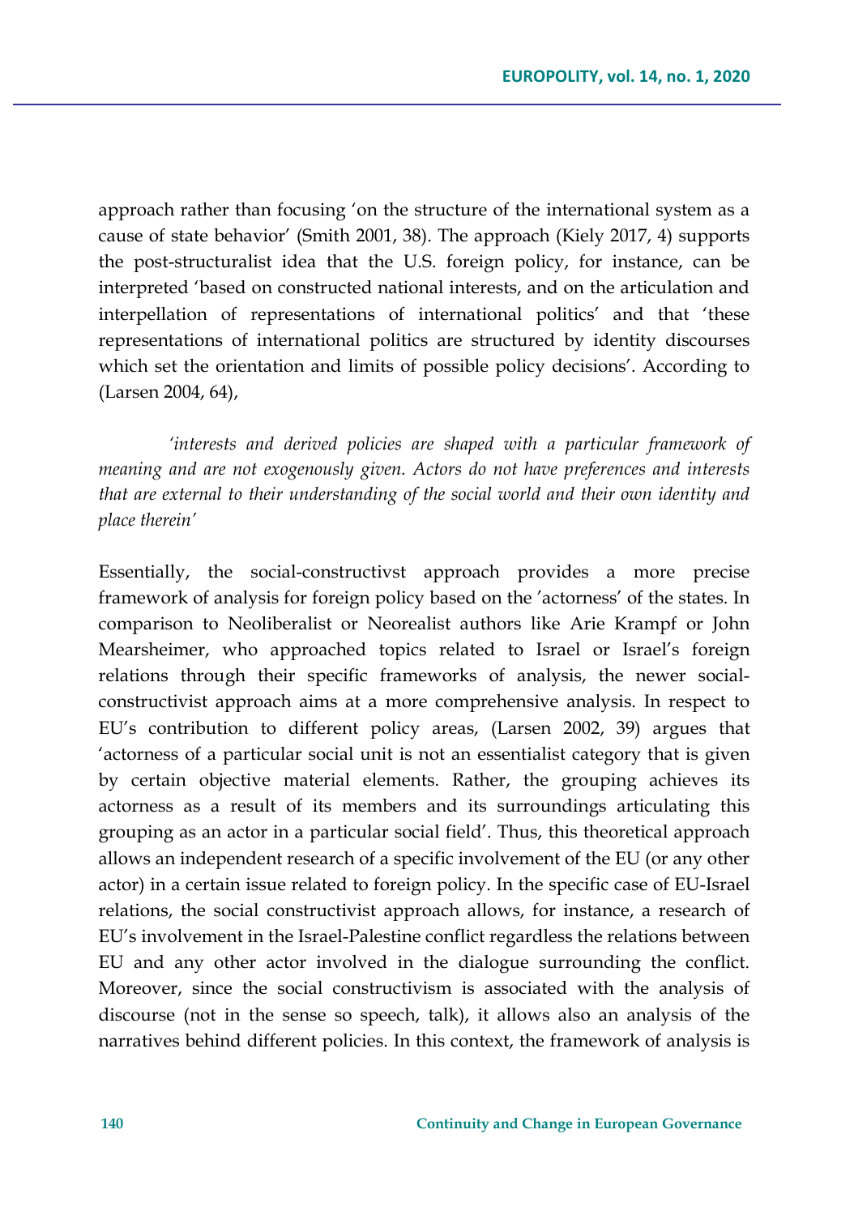approach rather than focusing 'on the structure of the international system as a cause of state behavior' (Smith 2001, 38). The approach (Kiely 2017, 4) supports the post-structuralist idea that the U.S. foreign policy, for instance, can be interpreted 'based on constructed national interests, and on the articulation and interpellation of representations of international politics' and that 'these representations of international politics are structured by identity discourses which set the orientation and limits of possible policy decisions'. According to (Larsen 2004, 64),

> *'interests and derived policies are shaped with a particular framework of meaning and are not exogenously given. Actors do not have preferences and interests that are external to their understanding of the social world and their own identity and place therein'*

Essentially, the social-constructivst approach provides a more precise framework of analysis for foreign policy based on the 'actorness' of the states. In comparison to Neoliberalist or Neorealist authors like Arie Krampf or John Mearsheimer, who approached topics related to Israel or Israel's foreign relations through their specific frameworks of analysis, the newer social-constructivist approach aims at a more comprehensive analysis. In respect to EU's contribution to different policy areas, (Larsen 2002, 39) argues that 'actorness of a particular social unit is not an essentialist category that is given by certain objective material elements. Rather, the grouping achieves its actorness as a result of its members and its surroundings articulating this grouping as an actor in a particular social field'. Thus, this theoretical approach allows an independent research of a specific involvement of the EU (or any other actor) in a certain issue related to foreign policy. In the specific case of EU-Israel relations, the social constructivist approach allows, for instance, a research of EU's involvement in the Israel-Palestine conflict regardless the relations between EU and any other actor involved in the dialogue surrounding the conflict. Moreover, since the social constructivism is associated with the analysis of discourse (not in the sense so speech, talk), it allows also an analysis of the narratives behind different policies. In this context, the framework of analysis is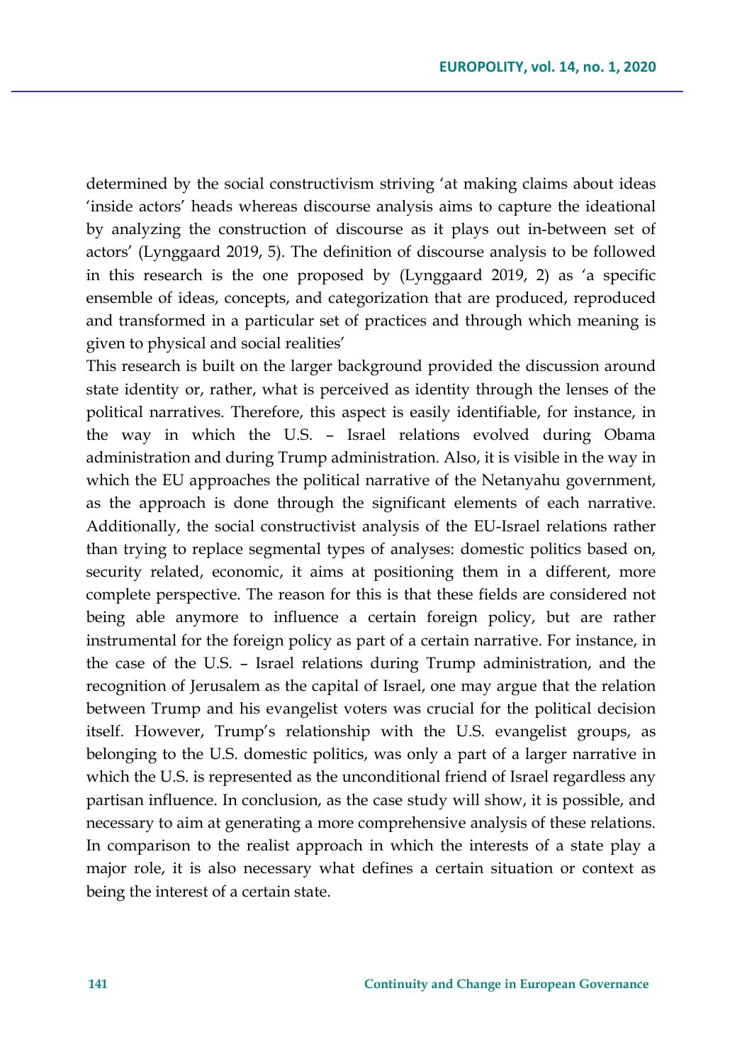determined by the social constructivism striving 'at making claims about ideas 'inside actors' heads whereas discourse analysis aims to capture the ideational by analyzing the construction of discourse as it plays out in-between set of actors' (Lynggaard 2019, 5). The definition of discourse analysis to be followed in this research is the one proposed by (Lynggaard 2019, 2) as 'a specific ensemble of ideas, concepts, and categorization that are produced, reproduced and transformed in a particular set of practices and through which meaning is given to physical and social realities'

This research is built on the larger background provided the discussion around state identity or, rather, what is perceived as identity through the lenses of the political narratives. Therefore, this aspect is easily identifiable, for instance, in the way in which the U.S. – Israel relations evolved during Obama administration and during Trump administration. Also, it is visible in the way in which the EU approaches the political narrative of the Netanyahu government, as the approach is done through the significant elements of each narrative. Additionally, the social constructivist analysis of the EU-Israel relations rather than trying to replace segmental types of analyses: domestic politics based on, security related, economic, it aims at positioning them in a different, more complete perspective. The reason for this is that these fields are considered not being able anymore to influence a certain foreign policy, but are rather instrumental for the foreign policy as part of a certain narrative. For instance, in the case of the U.S. – Israel relations during Trump administration, and the recognition of Jerusalem as the capital of Israel, one may argue that the relation between Trump and his evangelist voters was crucial for the political decision itself. However, Trump's relationship with the U.S. evangelist groups, as belonging to the U.S. domestic politics, was only a part of a larger narrative in which the U.S. is represented as the unconditional friend of Israel regardless any partisan influence. In conclusion, as the case study will show, it is possible, and necessary to aim at generating a more comprehensive analysis of these relations. In comparison to the realist approach in which the interests of a state play a major role, it is also necessary what defines a certain situation or context as being the interest of a certain state.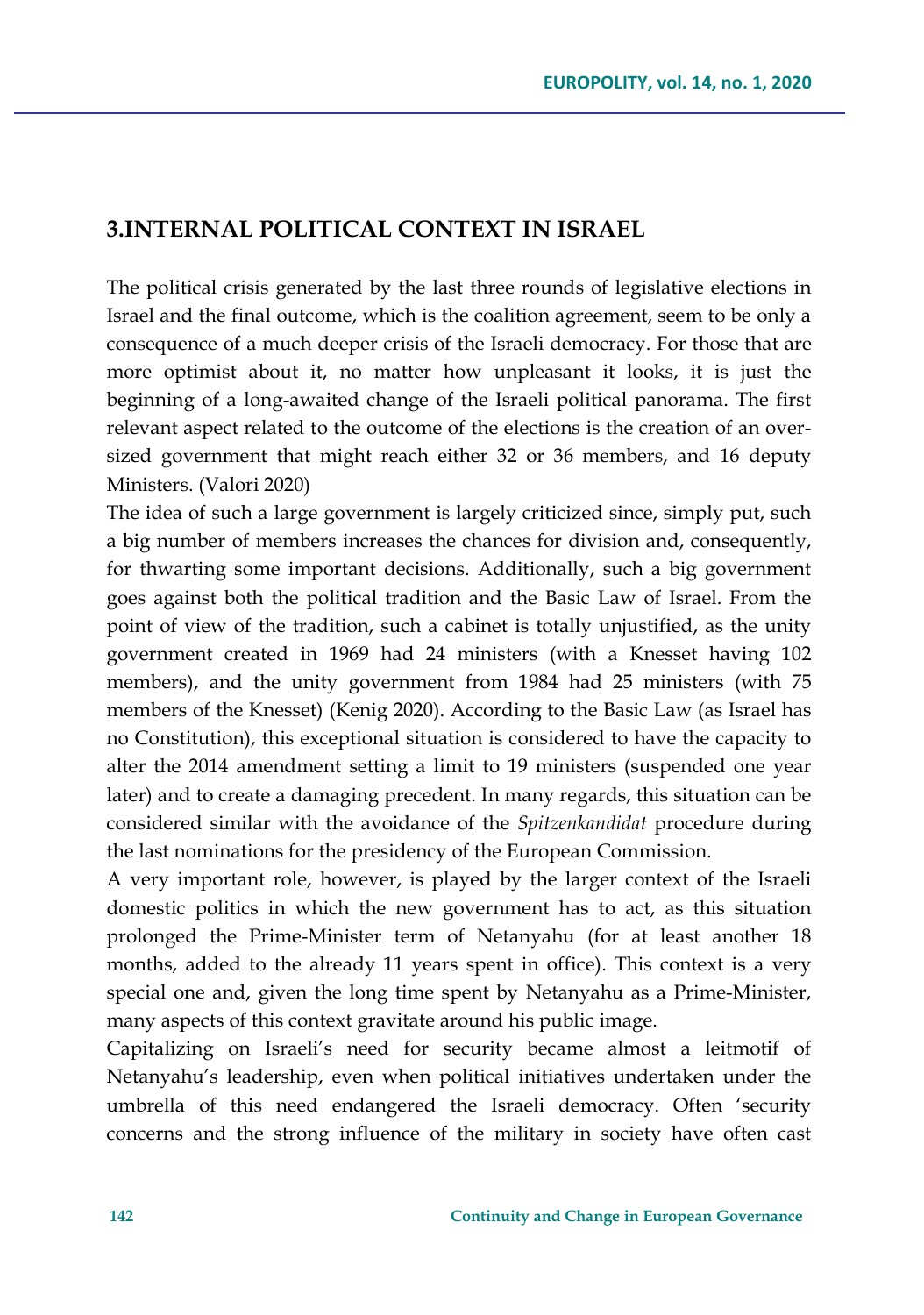## 3.INTERNAL POLITICAL CONTEXT IN ISRAEL

The political crisis generated by the last three rounds of legislative elections in Israel and the final outcome, which is the coalition agreement, seem to be only a consequence of a much deeper crisis of the Israeli democracy. For those that are more optimist about it, no matter how unpleasant it looks, it is just the beginning of a long-awaited change of the Israeli political panorama. The first relevant aspect related to the outcome of the elections is the creation of an over-sized government that might reach either 32 or 36 members, and 16 deputy Ministers. (Valori 2020)

The idea of such a large government is largely criticized since, simply put, such a big number of members increases the chances for division and, consequently, for thwarting some important decisions. Additionally, such a big government goes against both the political tradition and the Basic Law of Israel. From the point of view of the tradition, such a cabinet is totally unjustified, as the unity government created in 1969 had 24 ministers (with a Knesset having 102 members), and the unity government from 1984 had 25 ministers (with 75 members of the Knesset) (Kenig 2020). According to the Basic Law (as Israel has no Constitution), this exceptional situation is considered to have the capacity to alter the 2014 amendment setting a limit to 19 ministers (suspended one year later) and to create a damaging precedent. In many regards, this situation can be considered similar with the avoidance of the *Spitzenkandidat* procedure during the last nominations for the presidency of the European Commission.

A very important role, however, is played by the larger context of the Israeli domestic politics in which the new government has to act, as this situation prolonged the Prime-Minister term of Netanyahu (for at least another 18 months, added to the already 11 years spent in office). This context is a very special one and, given the long time spent by Netanyahu as a Prime-Minister, many aspects of this context gravitate around his public image.

Capitalizing on Israeli's need for security became almost a leitmotif of Netanyahu's leadership, even when political initiatives undertaken under the umbrella of this need endangered the Israeli democracy. Often 'security concerns and the strong influence of the military in society have often cast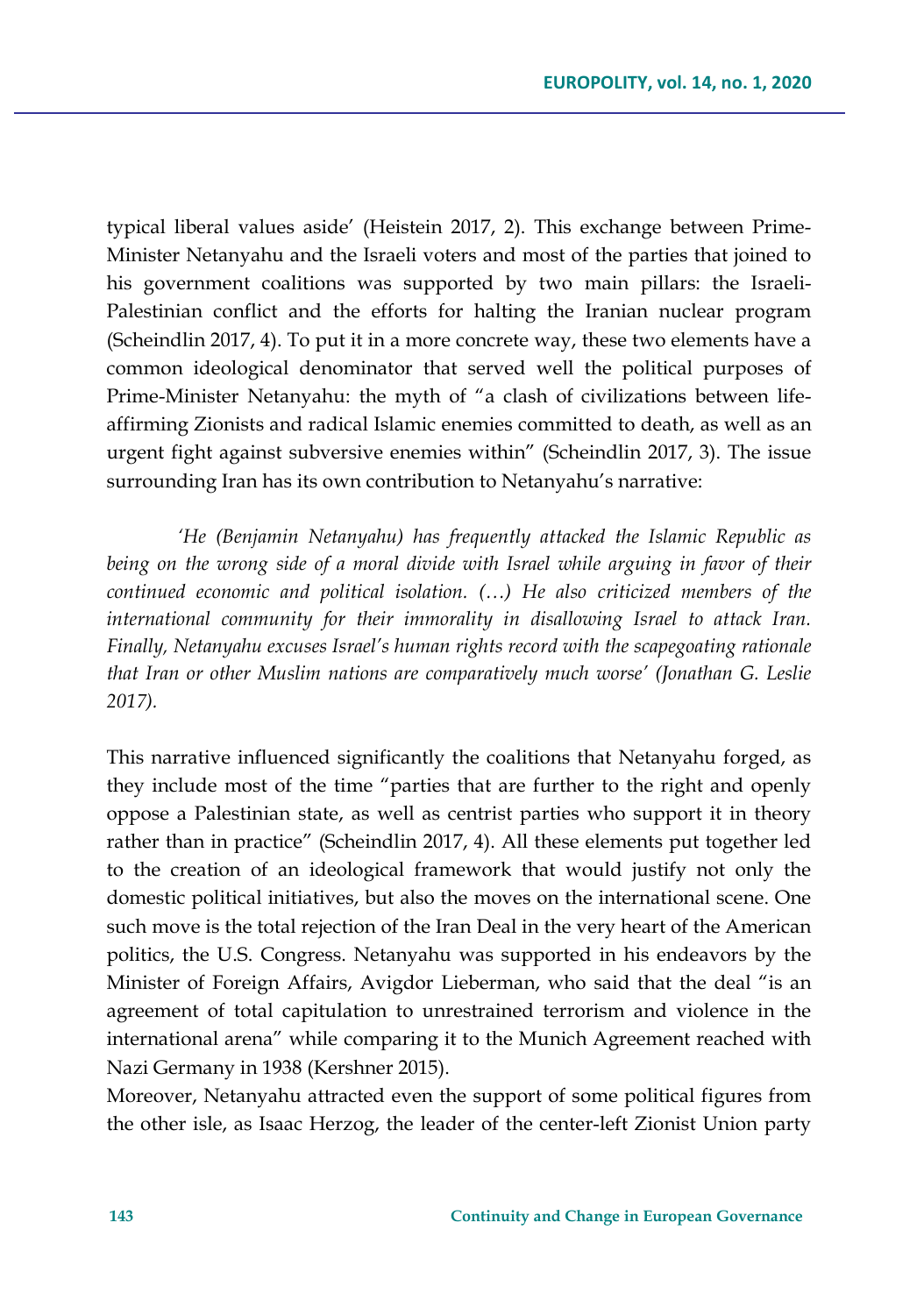typical liberal values aside' (Heistein 2017, 2). This exchange between Prime-Minister Netanyahu and the Israeli voters and most of the parties that joined to his government coalitions was supported by two main pillars: the Israeli-Palestinian conflict and the efforts for halting the Iranian nuclear program (Scheindlin 2017, 4). To put it in a more concrete way, these two elements have a common ideological denominator that served well the political purposes of Prime-Minister Netanyahu: the myth of "a clash of civilizations between life-affirming Zionists and radical Islamic enemies committed to death, as well as an urgent fight against subversive enemies within" (Scheindlin 2017, 3). The issue surrounding Iran has its own contribution to Netanyahu's narrative:

> *'He (Benjamin Netanyahu) has frequently attacked the Islamic Republic as being on the wrong side of a moral divide with Israel while arguing in favor of their continued economic and political isolation. (…) He also criticized members of the international community for their immorality in disallowing Israel to attack Iran. Finally, Netanyahu excuses Israel's human rights record with the scapegoating rationale that Iran or other Muslim nations are comparatively much worse' (Jonathan G. Leslie 2017).*

This narrative influenced significantly the coalitions that Netanyahu forged, as they include most of the time "parties that are further to the right and openly oppose a Palestinian state, as well as centrist parties who support it in theory rather than in practice" (Scheindlin 2017, 4). All these elements put together led to the creation of an ideological framework that would justify not only the domestic political initiatives, but also the moves on the international scene. One such move is the total rejection of the Iran Deal in the very heart of the American politics, the U.S. Congress. Netanyahu was supported in his endeavors by the Minister of Foreign Affairs, Avigdor Lieberman, who said that the deal "is an agreement of total capitulation to unrestrained terrorism and violence in the international arena" while comparing it to the Munich Agreement reached with Nazi Germany in 1938 (Kershner 2015).

Moreover, Netanyahu attracted even the support of some political figures from the other isle, as Isaac Herzog, the leader of the center-left Zionist Union party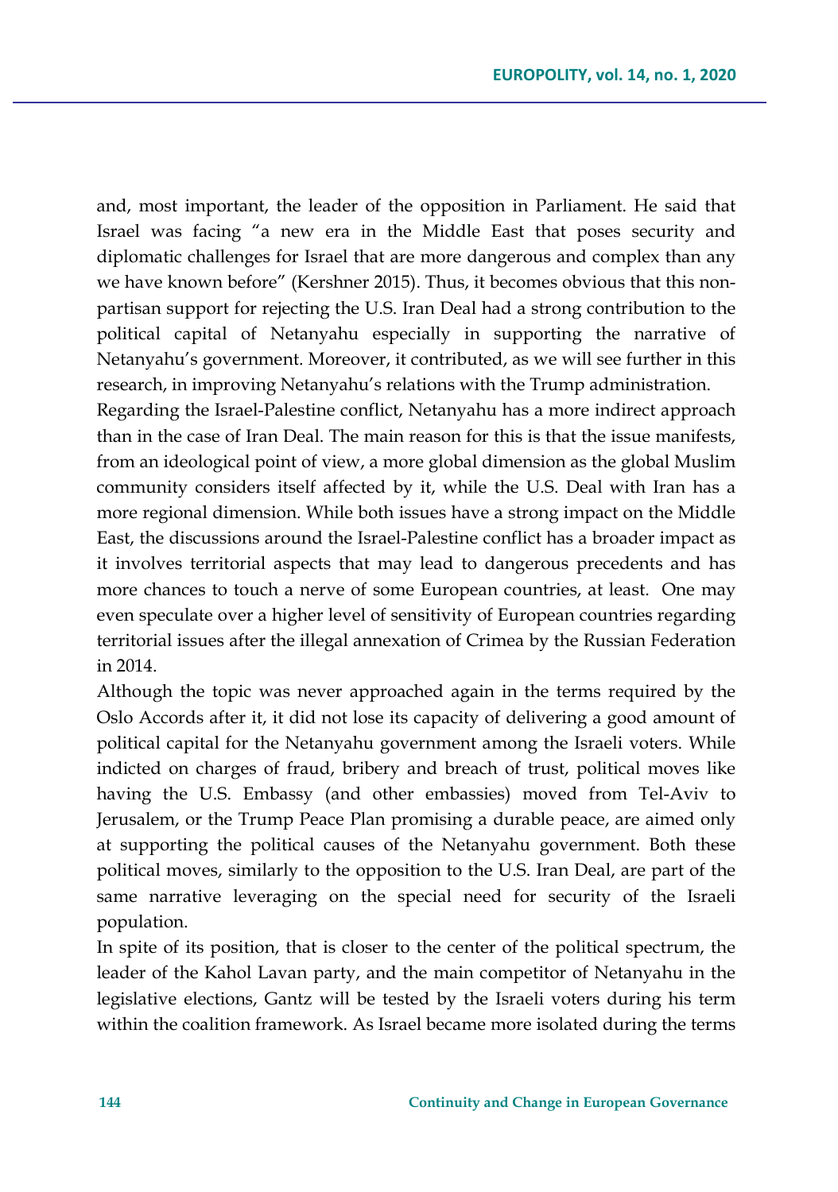and, most important, the leader of the opposition in Parliament. He said that Israel was facing "a new era in the Middle East that poses security and diplomatic challenges for Israel that are more dangerous and complex than any we have known before" (Kershner 2015). Thus, it becomes obvious that this non-partisan support for rejecting the U.S. Iran Deal had a strong contribution to the political capital of Netanyahu especially in supporting the narrative of Netanyahu's government. Moreover, it contributed, as we will see further in this research, in improving Netanyahu's relations with the Trump administration.

Regarding the Israel-Palestine conflict, Netanyahu has a more indirect approach than in the case of Iran Deal. The main reason for this is that the issue manifests, from an ideological point of view, a more global dimension as the global Muslim community considers itself affected by it, while the U.S. Deal with Iran has a more regional dimension. While both issues have a strong impact on the Middle East, the discussions around the Israel-Palestine conflict has a broader impact as it involves territorial aspects that may lead to dangerous precedents and has more chances to touch a nerve of some European countries, at least. One may even speculate over a higher level of sensitivity of European countries regarding territorial issues after the illegal annexation of Crimea by the Russian Federation in 2014.

Although the topic was never approached again in the terms required by the Oslo Accords after it, it did not lose its capacity of delivering a good amount of political capital for the Netanyahu government among the Israeli voters. While indicted on charges of fraud, bribery and breach of trust, political moves like having the U.S. Embassy (and other embassies) moved from Tel-Aviv to Jerusalem, or the Trump Peace Plan promising a durable peace, are aimed only at supporting the political causes of the Netanyahu government. Both these political moves, similarly to the opposition to the U.S. Iran Deal, are part of the same narrative leveraging on the special need for security of the Israeli population.

In spite of its position, that is closer to the center of the political spectrum, the leader of the Kahol Lavan party, and the main competitor of Netanyahu in the legislative elections, Gantz will be tested by the Israeli voters during his term within the coalition framework. As Israel became more isolated during the terms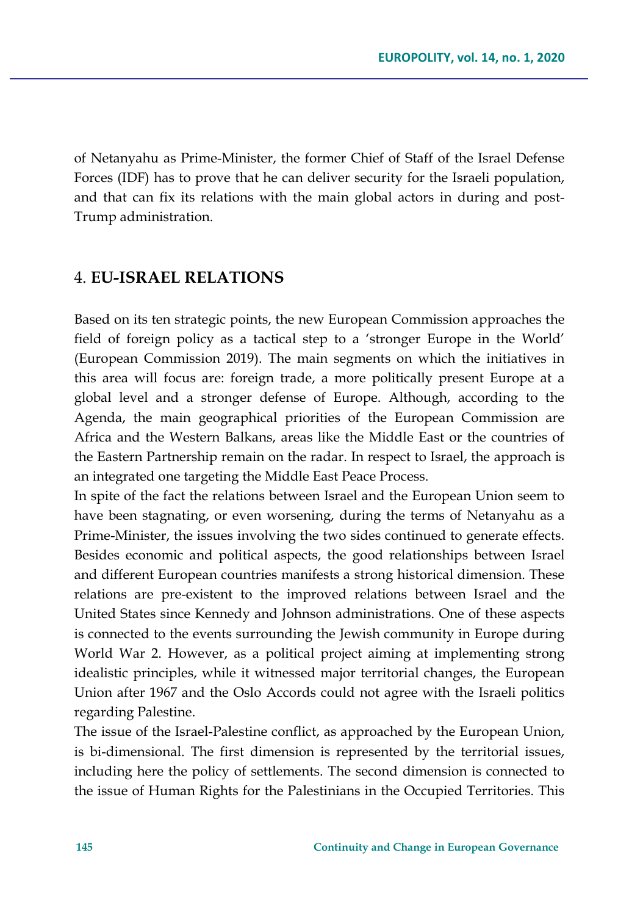of Netanyahu as Prime-Minister, the former Chief of Staff of the Israel Defense Forces (IDF) has to prove that he can deliver security for the Israeli population, and that can fix its relations with the main global actors in during and post-Trump administration.

## 4. **EU-ISRAEL RELATIONS**

Based on its ten strategic points, the new European Commission approaches the field of foreign policy as a tactical step to a 'stronger Europe in the World' (European Commission 2019). The main segments on which the initiatives in this area will focus are: foreign trade, a more politically present Europe at a global level and a stronger defense of Europe. Although, according to the Agenda, the main geographical priorities of the European Commission are Africa and the Western Balkans, areas like the Middle East or the countries of the Eastern Partnership remain on the radar. In respect to Israel, the approach is an integrated one targeting the Middle East Peace Process.

In spite of the fact the relations between Israel and the European Union seem to have been stagnating, or even worsening, during the terms of Netanyahu as a Prime-Minister, the issues involving the two sides continued to generate effects. Besides economic and political aspects, the good relationships between Israel and different European countries manifests a strong historical dimension. These relations are pre-existent to the improved relations between Israel and the United States since Kennedy and Johnson administrations. One of these aspects is connected to the events surrounding the Jewish community in Europe during World War 2. However, as a political project aiming at implementing strong idealistic principles, while it witnessed major territorial changes, the European Union after 1967 and the Oslo Accords could not agree with the Israeli politics regarding Palestine.

The issue of the Israel-Palestine conflict, as approached by the European Union, is bi-dimensional. The first dimension is represented by the territorial issues, including here the policy of settlements. The second dimension is connected to the issue of Human Rights for the Palestinians in the Occupied Territories. This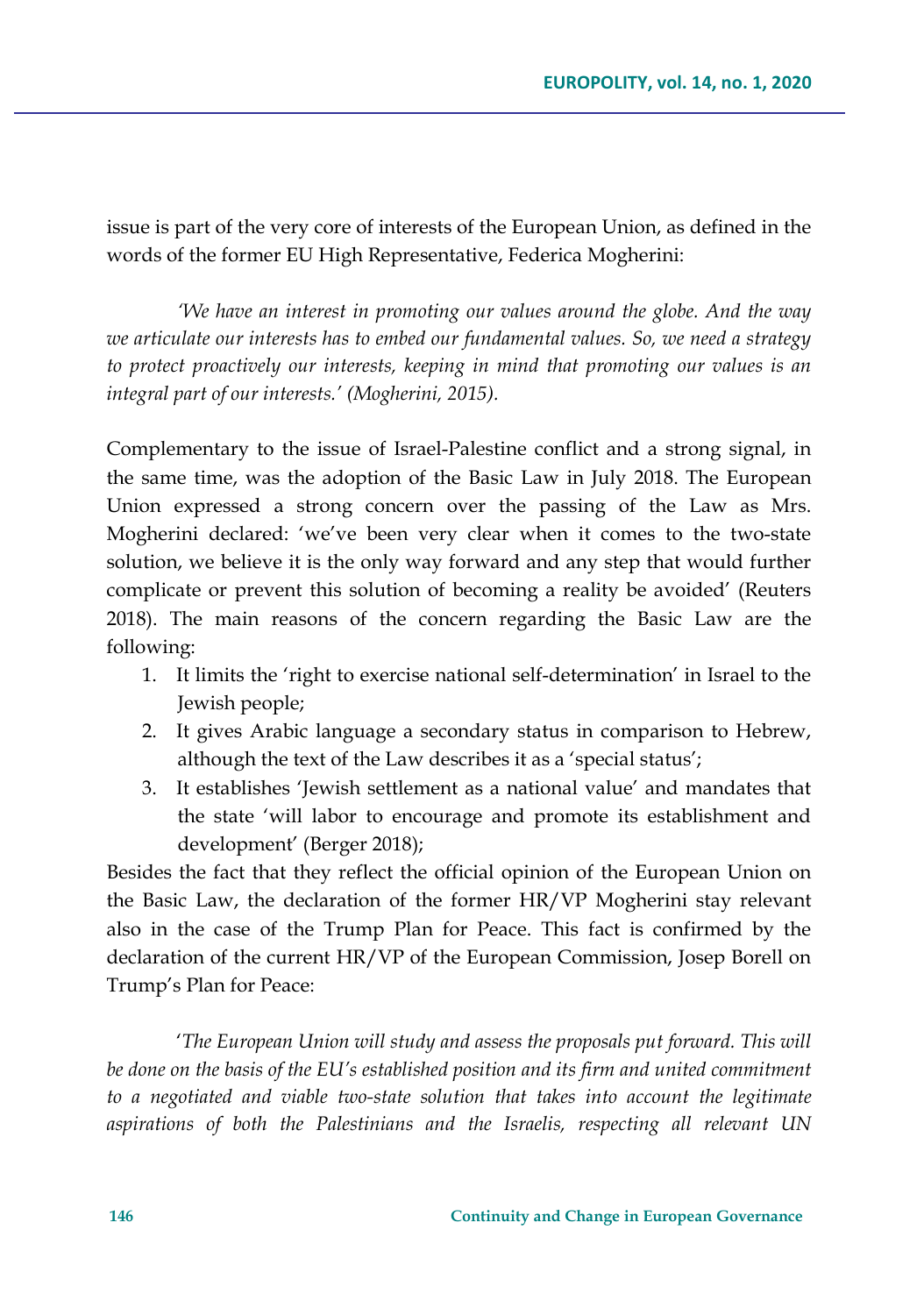issue is part of the very core of interests of the European Union, as defined in the words of the former EU High Representative, Federica Mogherini:

> *'We have an interest in promoting our values around the globe. And the way we articulate our interests has to embed our fundamental values. So, we need a strategy to protect proactively our interests, keeping in mind that promoting our values is an integral part of our interests.' (Mogherini, 2015).*

Complementary to the issue of Israel-Palestine conflict and a strong signal, in the same time, was the adoption of the Basic Law in July 2018. The European Union expressed a strong concern over the passing of the Law as Mrs. Mogherini declared: 'we've been very clear when it comes to the two-state solution, we believe it is the only way forward and any step that would further complicate or prevent this solution of becoming a reality be avoided' (Reuters 2018). The main reasons of the concern regarding the Basic Law are the following:

1. It limits the 'right to exercise national self-determination' in Israel to the Jewish people;
2. It gives Arabic language a secondary status in comparison to Hebrew, although the text of the Law describes it as a 'special status';
3. It establishes 'Jewish settlement as a national value' and mandates that the state 'will labor to encourage and promote its establishment and development' (Berger 2018);

Besides the fact that they reflect the official opinion of the European Union on the Basic Law, the declaration of the former HR/VP Mogherini stay relevant also in the case of the Trump Plan for Peace. This fact is confirmed by the declaration of the current HR/VP of the European Commission, Josep Borell on Trump's Plan for Peace:

> *'The European Union will study and assess the proposals put forward. This will be done on the basis of the EU's established position and its firm and united commitment to a negotiated and viable two-state solution that takes into account the legitimate aspirations of both the Palestinians and the Israelis, respecting all relevant UN*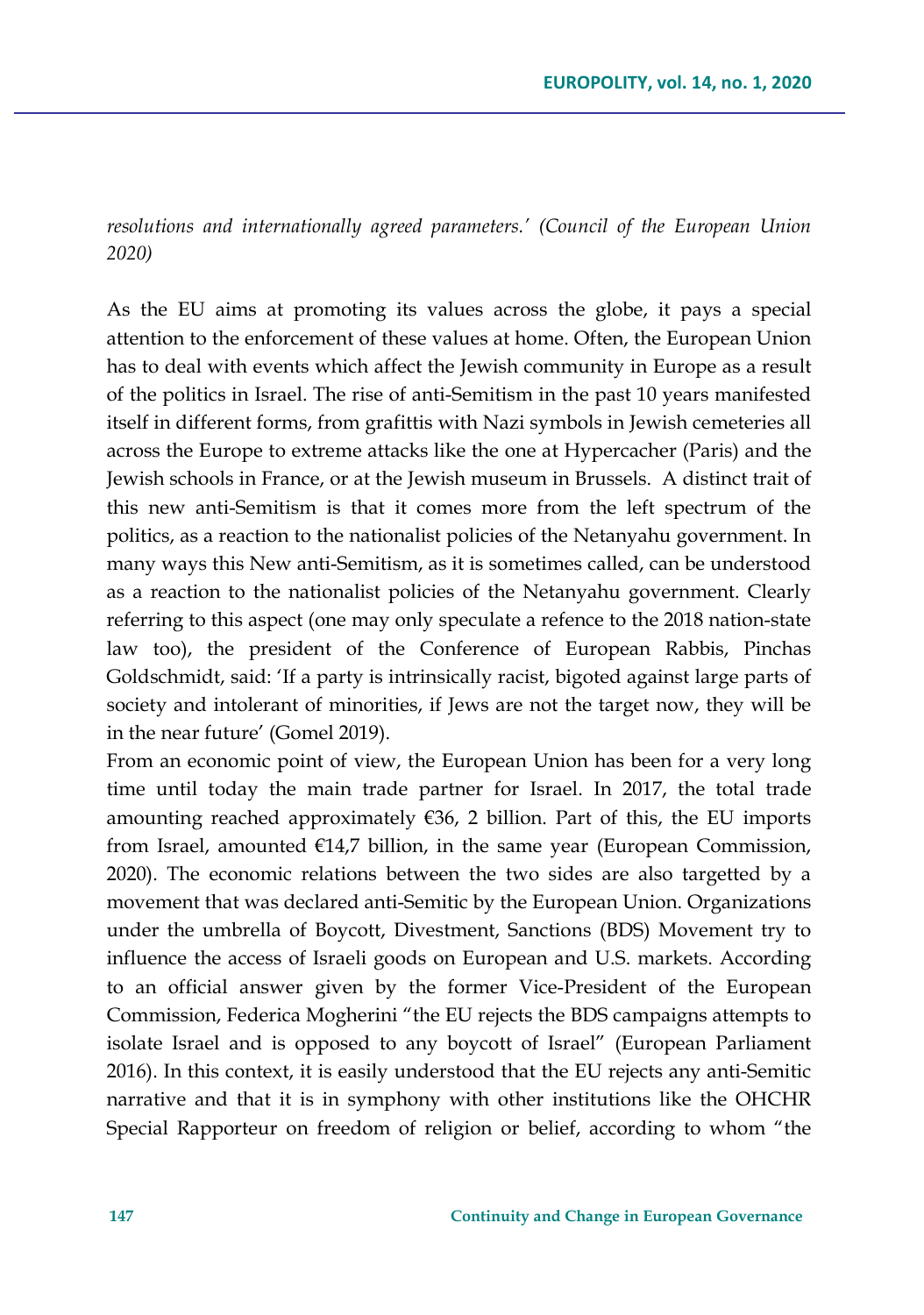*resolutions and internationally agreed parameters.' (Council of the European Union 2020)*

As the EU aims at promoting its values across the globe, it pays a special attention to the enforcement of these values at home. Often, the European Union has to deal with events which affect the Jewish community in Europe as a result of the politics in Israel. The rise of anti-Semitism in the past 10 years manifested itself in different forms, from grafittis with Nazi symbols in Jewish cemeteries all across the Europe to extreme attacks like the one at Hypercacher (Paris) and the Jewish schools in France, or at the Jewish museum in Brussels. A distinct trait of this new anti-Semitism is that it comes more from the left spectrum of the politics, as a reaction to the nationalist policies of the Netanyahu government. In many ways this New anti-Semitism, as it is sometimes called, can be understood as a reaction to the nationalist policies of the Netanyahu government. Clearly referring to this aspect (one may only speculate a refence to the 2018 nation-state law too), the president of the Conference of European Rabbis, Pinchas Goldschmidt, said: 'If a party is intrinsically racist, bigoted against large parts of society and intolerant of minorities, if Jews are not the target now, they will be in the near future' (Gomel 2019).

From an economic point of view, the European Union has been for a very long time until today the main trade partner for Israel. In 2017, the total trade amounting reached approximately €36, 2 billion. Part of this, the EU imports from Israel, amounted €14,7 billion, in the same year (European Commission, 2020). The economic relations between the two sides are also targetted by a movement that was declared anti-Semitic by the European Union. Organizations under the umbrella of Boycott, Divestment, Sanctions (BDS) Movement try to influence the access of Israeli goods on European and U.S. markets. According to an official answer given by the former Vice-President of the European Commission, Federica Mogherini "the EU rejects the BDS campaigns attempts to isolate Israel and is opposed to any boycott of Israel" (European Parliament 2016). In this context, it is easily understood that the EU rejects any anti-Semitic narrative and that it is in symphony with other institutions like the OHCHR Special Rapporteur on freedom of religion or belief, according to whom "the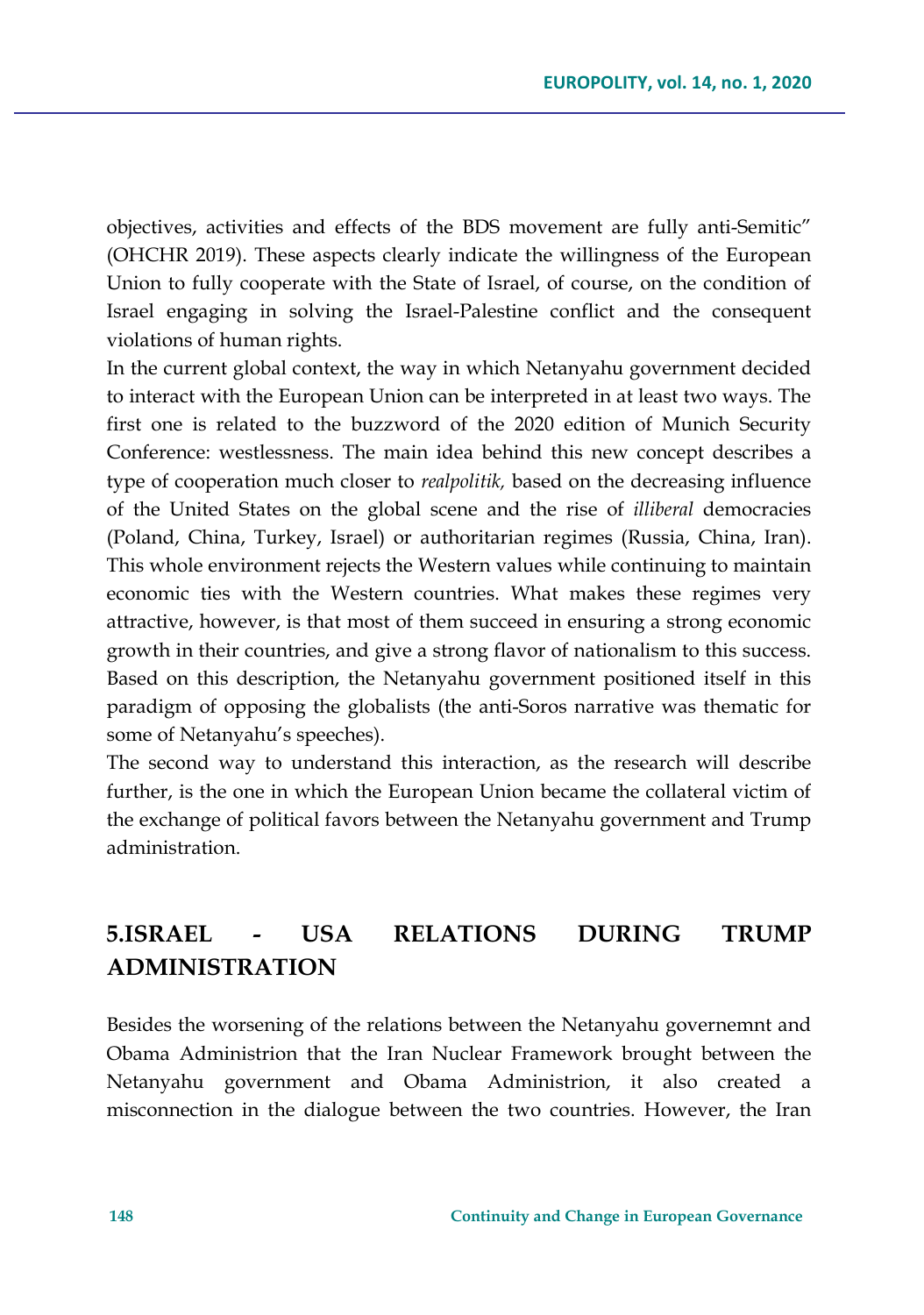objectives, activities and effects of the BDS movement are fully anti-Semitic" (OHCHR 2019). These aspects clearly indicate the willingness of the European Union to fully cooperate with the State of Israel, of course, on the condition of Israel engaging in solving the Israel-Palestine conflict and the consequent violations of human rights.

In the current global context, the way in which Netanyahu government decided to interact with the European Union can be interpreted in at least two ways. The first one is related to the buzzword of the 2020 edition of Munich Security Conference: westlessness. The main idea behind this new concept describes a type of cooperation much closer to *realpolitik,* based on the decreasing influence of the United States on the global scene and the rise of *illiberal* democracies (Poland, China, Turkey, Israel) or authoritarian regimes (Russia, China, Iran). This whole environment rejects the Western values while continuing to maintain economic ties with the Western countries. What makes these regimes very attractive, however, is that most of them succeed in ensuring a strong economic growth in their countries, and give a strong flavor of nationalism to this success. Based on this description, the Netanyahu government positioned itself in this paradigm of opposing the globalists (the anti-Soros narrative was thematic for some of Netanyahu's speeches).

The second way to understand this interaction, as the research will describe further, is the one in which the European Union became the collateral victim of the exchange of political favors between the Netanyahu government and Trump administration.

## 5.ISRAEL - USA RELATIONS DURING TRUMP ADMINISTRATION

Besides the worsening of the relations between the Netanyahu governemnt and Obama Administrion that the Iran Nuclear Framework brought between the Netanyahu government and Obama Administrion, it also created a misconnection in the dialogue between the two countries. However, the Iran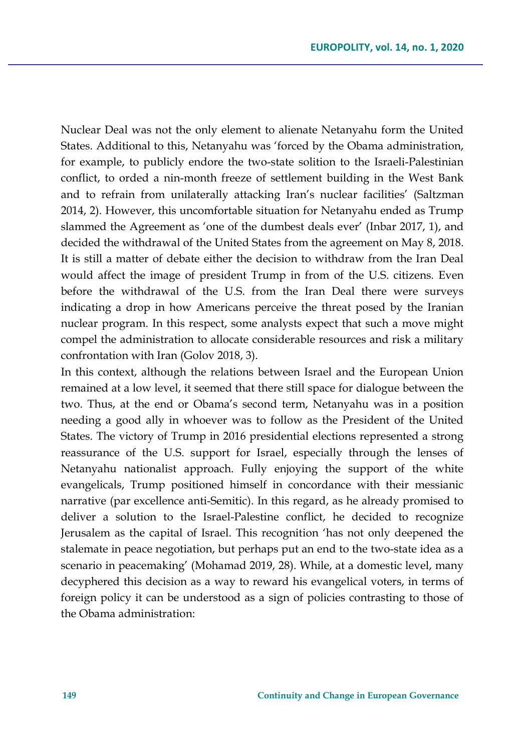Nuclear Deal was not the only element to alienate Netanyahu form the United States. Additional to this, Netanyahu was 'forced by the Obama administration, for example, to publicly endore the two-state solition to the Israeli-Palestinian conflict, to orded a nin-month freeze of settlement building in the West Bank and to refrain from unilaterally attacking Iran's nuclear facilities' (Saltzman 2014, 2). However, this uncomfortable situation for Netanyahu ended as Trump slammed the Agreement as 'one of the dumbest deals ever' (Inbar 2017, 1), and decided the withdrawal of the United States from the agreement on May 8, 2018. It is still a matter of debate either the decision to withdraw from the Iran Deal would affect the image of president Trump in from of the U.S. citizens. Even before the withdrawal of the U.S. from the Iran Deal there were surveys indicating a drop in how Americans perceive the threat posed by the Iranian nuclear program. In this respect, some analysts expect that such a move might compel the administration to allocate considerable resources and risk a military confrontation with Iran (Golov 2018, 3).

In this context, although the relations between Israel and the European Union remained at a low level, it seemed that there still space for dialogue between the two. Thus, at the end or Obama's second term, Netanyahu was in a position needing a good ally in whoever was to follow as the President of the United States. The victory of Trump in 2016 presidential elections represented a strong reassurance of the U.S. support for Israel, especially through the lenses of Netanyahu nationalist approach. Fully enjoying the support of the white evangelicals, Trump positioned himself in concordance with their messianic narrative (par excellence anti-Semitic). In this regard, as he already promised to deliver a solution to the Israel-Palestine conflict, he decided to recognize Jerusalem as the capital of Israel. This recognition 'has not only deepened the stalemate in peace negotiation, but perhaps put an end to the two-state idea as a scenario in peacemaking' (Mohamad 2019, 28). While, at a domestic level, many decyphered this decision as a way to reward his evangelical voters, in terms of foreign policy it can be understood as a sign of policies contrasting to those of the Obama administration: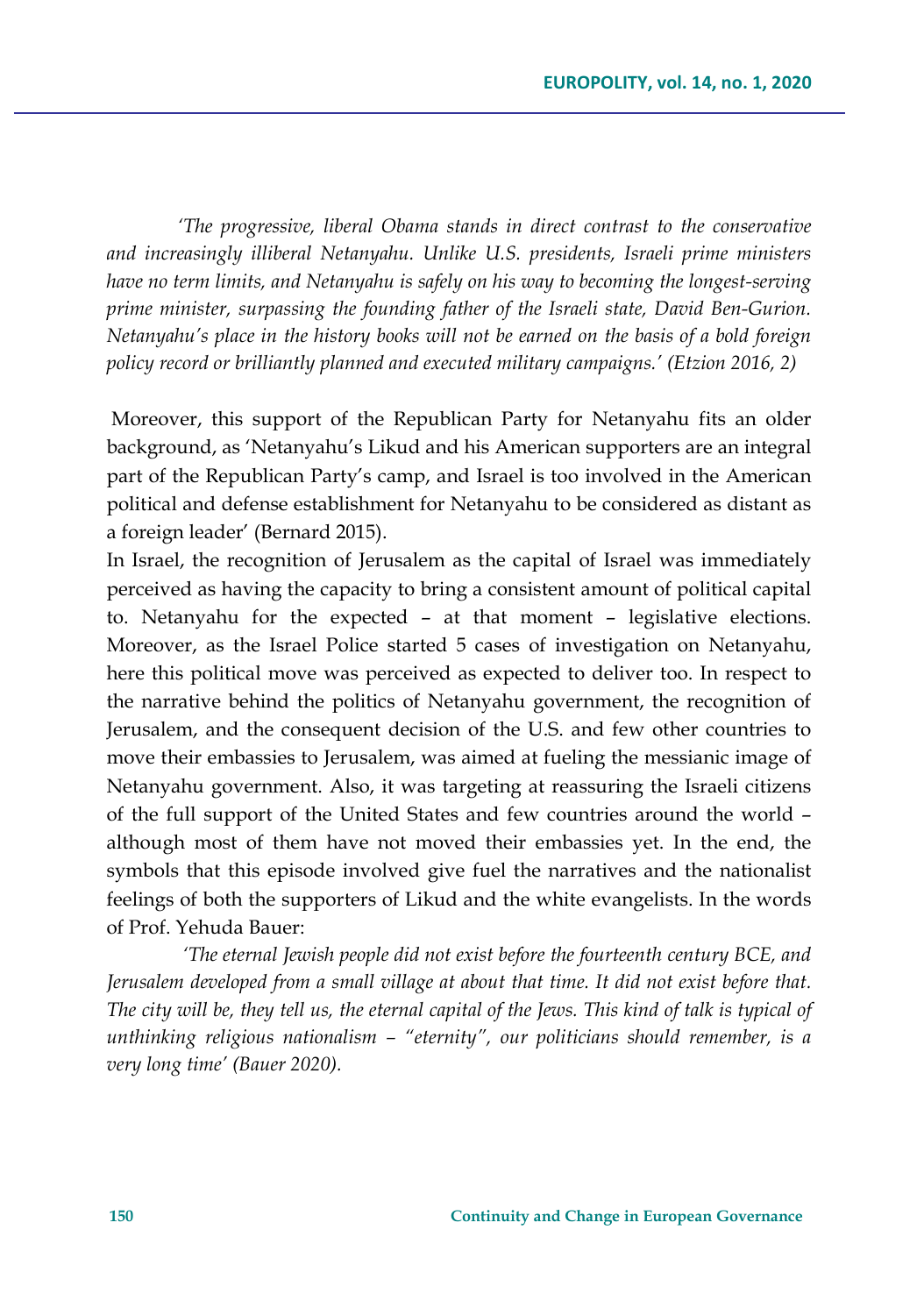*'The progressive, liberal Obama stands in direct contrast to the conservative and increasingly illiberal Netanyahu. Unlike U.S. presidents, Israeli prime ministers have no term limits, and Netanyahu is safely on his way to becoming the longest-serving prime minister, surpassing the founding father of the Israeli state, David Ben-Gurion. Netanyahu's place in the history books will not be earned on the basis of a bold foreign policy record or brilliantly planned and executed military campaigns.' (Etzion 2016, 2)*

Moreover, this support of the Republican Party for Netanyahu fits an older background, as 'Netanyahu's Likud and his American supporters are an integral part of the Republican Party's camp, and Israel is too involved in the American political and defense establishment for Netanyahu to be considered as distant as a foreign leader' (Bernard 2015).

In Israel, the recognition of Jerusalem as the capital of Israel was immediately perceived as having the capacity to bring a consistent amount of political capital to. Netanyahu for the expected – at that moment – legislative elections. Moreover, as the Israel Police started 5 cases of investigation on Netanyahu, here this political move was perceived as expected to deliver too. In respect to the narrative behind the politics of Netanyahu government, the recognition of Jerusalem, and the consequent decision of the U.S. and few other countries to move their embassies to Jerusalem, was aimed at fueling the messianic image of Netanyahu government. Also, it was targeting at reassuring the Israeli citizens of the full support of the United States and few countries around the world – although most of them have not moved their embassies yet. In the end, the symbols that this episode involved give fuel the narratives and the nationalist feelings of both the supporters of Likud and the white evangelists. In the words of Prof. Yehuda Bauer:

*'The eternal Jewish people did not exist before the fourteenth century BCE, and Jerusalem developed from a small village at about that time. It did not exist before that. The city will be, they tell us, the eternal capital of the Jews. This kind of talk is typical of unthinking religious nationalism – "eternity", our politicians should remember, is a very long time' (Bauer 2020).*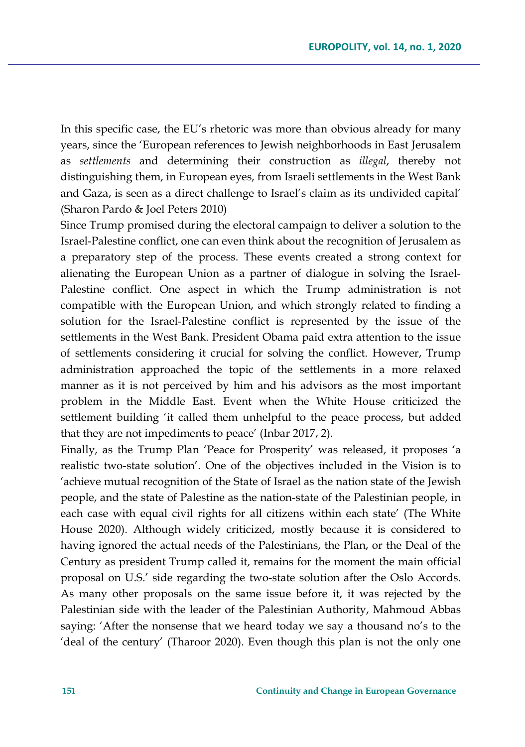In this specific case, the EU's rhetoric was more than obvious already for many years, since the 'European references to Jewish neighborhoods in East Jerusalem as *settlements* and determining their construction as *illegal*, thereby not distinguishing them, in European eyes, from Israeli settlements in the West Bank and Gaza, is seen as a direct challenge to Israel's claim as its undivided capital' (Sharon Pardo & Joel Peters 2010)

Since Trump promised during the electoral campaign to deliver a solution to the Israel-Palestine conflict, one can even think about the recognition of Jerusalem as a preparatory step of the process. These events created a strong context for alienating the European Union as a partner of dialogue in solving the Israel-Palestine conflict. One aspect in which the Trump administration is not compatible with the European Union, and which strongly related to finding a solution for the Israel-Palestine conflict is represented by the issue of the settlements in the West Bank. President Obama paid extra attention to the issue of settlements considering it crucial for solving the conflict. However, Trump administration approached the topic of the settlements in a more relaxed manner as it is not perceived by him and his advisors as the most important problem in the Middle East. Event when the White House criticized the settlement building 'it called them unhelpful to the peace process, but added that they are not impediments to peace' (Inbar 2017, 2).

Finally, as the Trump Plan 'Peace for Prosperity' was released, it proposes 'a realistic two-state solution'. One of the objectives included in the Vision is to 'achieve mutual recognition of the State of Israel as the nation state of the Jewish people, and the state of Palestine as the nation-state of the Palestinian people, in each case with equal civil rights for all citizens within each state' (The White House 2020). Although widely criticized, mostly because it is considered to having ignored the actual needs of the Palestinians, the Plan, or the Deal of the Century as president Trump called it, remains for the moment the main official proposal on U.S.' side regarding the two-state solution after the Oslo Accords. As many other proposals on the same issue before it, it was rejected by the Palestinian side with the leader of the Palestinian Authority, Mahmoud Abbas saying: 'After the nonsense that we heard today we say a thousand no's to the 'deal of the century' (Tharoor 2020). Even though this plan is not the only one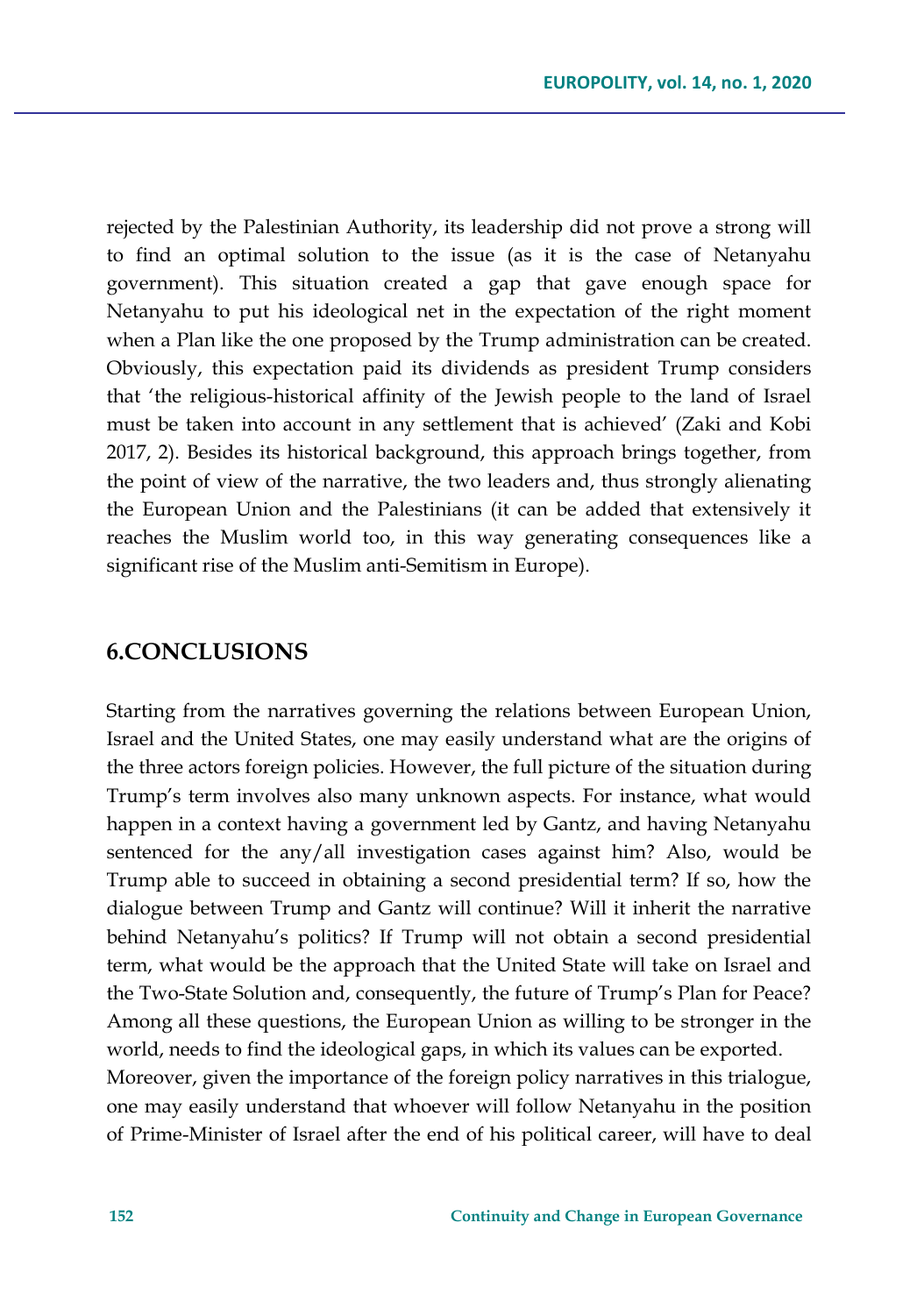rejected by the Palestinian Authority, its leadership did not prove a strong will to find an optimal solution to the issue (as it is the case of Netanyahu government). This situation created a gap that gave enough space for Netanyahu to put his ideological net in the expectation of the right moment when a Plan like the one proposed by the Trump administration can be created. Obviously, this expectation paid its dividends as president Trump considers that 'the religious-historical affinity of the Jewish people to the land of Israel must be taken into account in any settlement that is achieved' (Zaki and Kobi 2017, 2). Besides its historical background, this approach brings together, from the point of view of the narrative, the two leaders and, thus strongly alienating the European Union and the Palestinians (it can be added that extensively it reaches the Muslim world too, in this way generating consequences like a significant rise of the Muslim anti-Semitism in Europe).

## 6.CONCLUSIONS

Starting from the narratives governing the relations between European Union, Israel and the United States, one may easily understand what are the origins of the three actors foreign policies. However, the full picture of the situation during Trump's term involves also many unknown aspects. For instance, what would happen in a context having a government led by Gantz, and having Netanyahu sentenced for the any/all investigation cases against him? Also, would be Trump able to succeed in obtaining a second presidential term? If so, how the dialogue between Trump and Gantz will continue? Will it inherit the narrative behind Netanyahu's politics? If Trump will not obtain a second presidential term, what would be the approach that the United State will take on Israel and the Two-State Solution and, consequently, the future of Trump's Plan for Peace? Among all these questions, the European Union as willing to be stronger in the world, needs to find the ideological gaps, in which its values can be exported.

Moreover, given the importance of the foreign policy narratives in this trialogue, one may easily understand that whoever will follow Netanyahu in the position of Prime-Minister of Israel after the end of his political career, will have to deal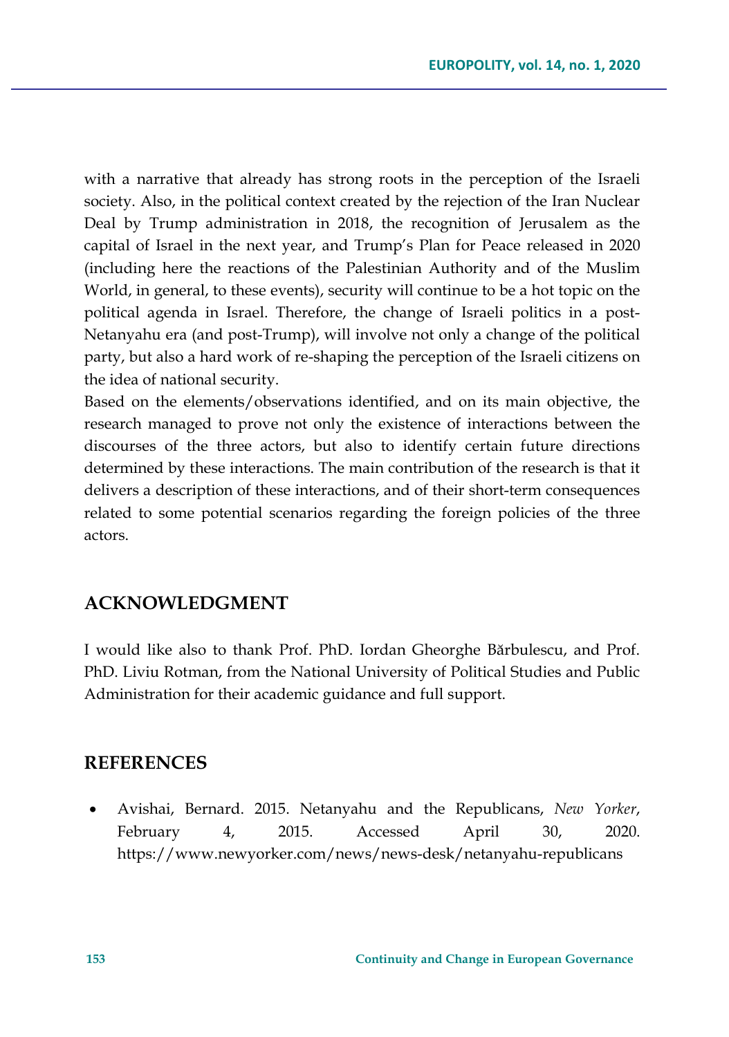with a narrative that already has strong roots in the perception of the Israeli society. Also, in the political context created by the rejection of the Iran Nuclear Deal by Trump administration in 2018, the recognition of Jerusalem as the capital of Israel in the next year, and Trump's Plan for Peace released in 2020 (including here the reactions of the Palestinian Authority and of the Muslim World, in general, to these events), security will continue to be a hot topic on the political agenda in Israel. Therefore, the change of Israeli politics in a post-Netanyahu era (and post-Trump), will involve not only a change of the political party, but also a hard work of re-shaping the perception of the Israeli citizens on the idea of national security.

Based on the elements/observations identified, and on its main objective, the research managed to prove not only the existence of interactions between the discourses of the three actors, but also to identify certain future directions determined by these interactions. The main contribution of the research is that it delivers a description of these interactions, and of their short-term consequences related to some potential scenarios regarding the foreign policies of the three actors.

## ACKNOWLEDGMENT

I would like also to thank Prof. PhD. Iordan Gheorghe Bărbulescu, and Prof. PhD. Liviu Rotman, from the National University of Political Studies and Public Administration for their academic guidance and full support.

## REFERENCES

- Avishai, Bernard. 2015. Netanyahu and the Republicans, *New Yorker*, February 4, 2015. Accessed April 30, 2020. https://www.newyorker.com/news/news-desk/netanyahu-republicans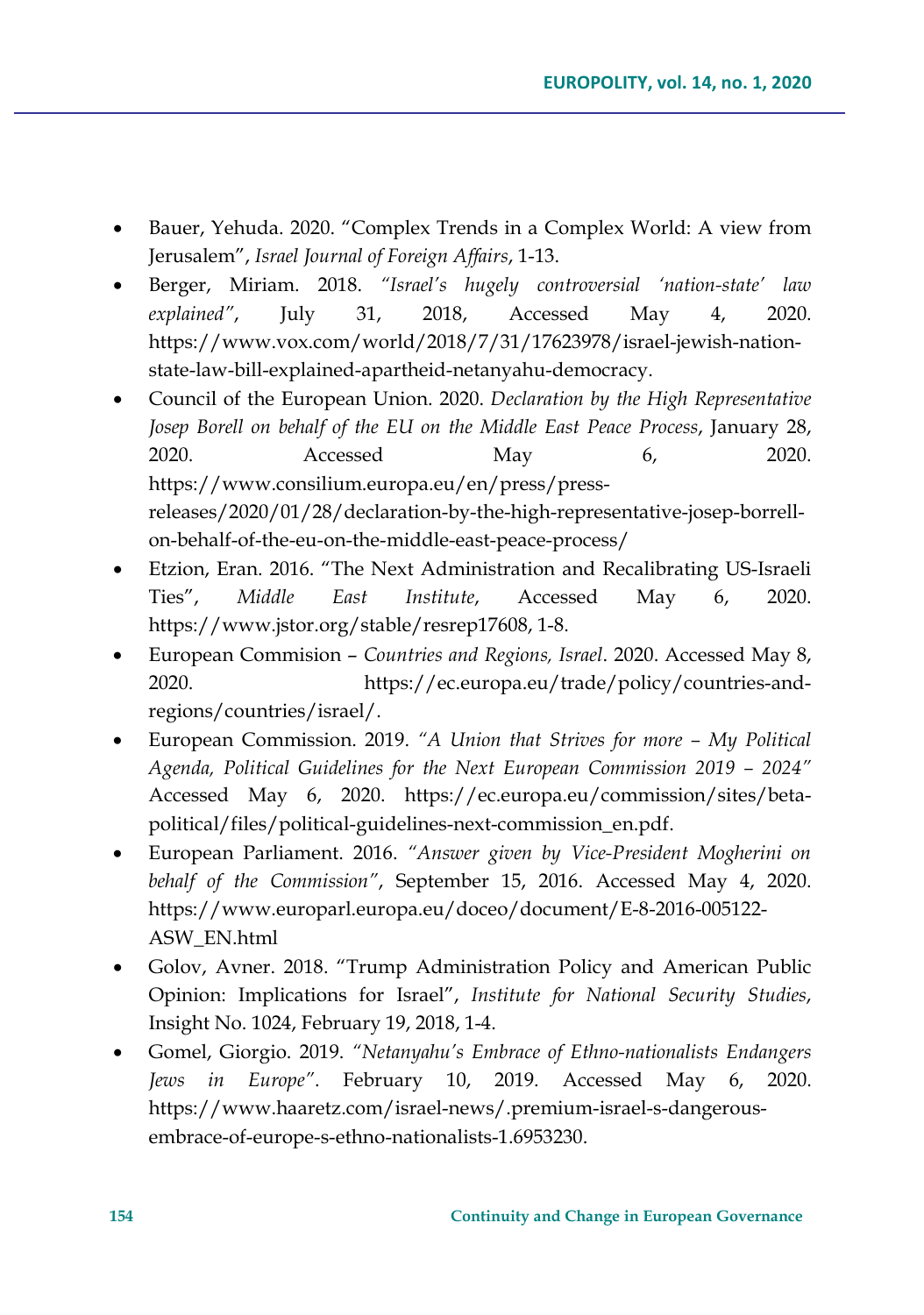- Bauer, Yehuda. 2020. "Complex Trends in a Complex World: A view from Jerusalem", *Israel Journal of Foreign Affairs*, 1-13.
- Berger, Miriam. 2018. *"Israel's hugely controversial 'nation-state' law explained"*, July 31, 2018, Accessed May 4, 2020. https://www.vox.com/world/2018/7/31/17623978/israel-jewish-nation-state-law-bill-explained-apartheid-netanyahu-democracy.
- Council of the European Union. 2020. *Declaration by the High Representative Josep Borell on behalf of the EU on the Middle East Peace Process*, January 28, 2020. Accessed May 6, 2020. https://www.consilium.europa.eu/en/press/press-releases/2020/01/28/declaration-by-the-high-representative-josep-borrell-on-behalf-of-the-eu-on-the-middle-east-peace-process/
- Etzion, Eran. 2016. "The Next Administration and Recalibrating US-Israeli Ties", *Middle East Institute*, Accessed May 6, 2020. https://www.jstor.org/stable/resrep17608, 1-8.
- European Commision – *Countries and Regions, Israel*. 2020. Accessed May 8, 2020. https://ec.europa.eu/trade/policy/countries-and-regions/countries/israel/.
- European Commission. 2019. *"A Union that Strives for more – My Political Agenda, Political Guidelines for the Next European Commission 2019 – 2024"* Accessed May 6, 2020. https://ec.europa.eu/commission/sites/beta-political/files/political-guidelines-next-commission_en.pdf.
- European Parliament. 2016. *"Answer given by Vice-President Mogherini on behalf of the Commission"*, September 15, 2016. Accessed May 4, 2020. https://www.europarl.europa.eu/doceo/document/E-8-2016-005122-ASW_EN.html
- Golov, Avner. 2018. "Trump Administration Policy and American Public Opinion: Implications for Israel", *Institute for National Security Studies*, Insight No. 1024, February 19, 2018, 1-4.
- Gomel, Giorgio. 2019. *"Netanyahu's Embrace of Ethno-nationalists Endangers Jews in Europe"*. February 10, 2019. Accessed May 6, 2020. https://www.haaretz.com/israel-news/.premium-israel-s-dangerous-embrace-of-europe-s-ethno-nationalists-1.6953230.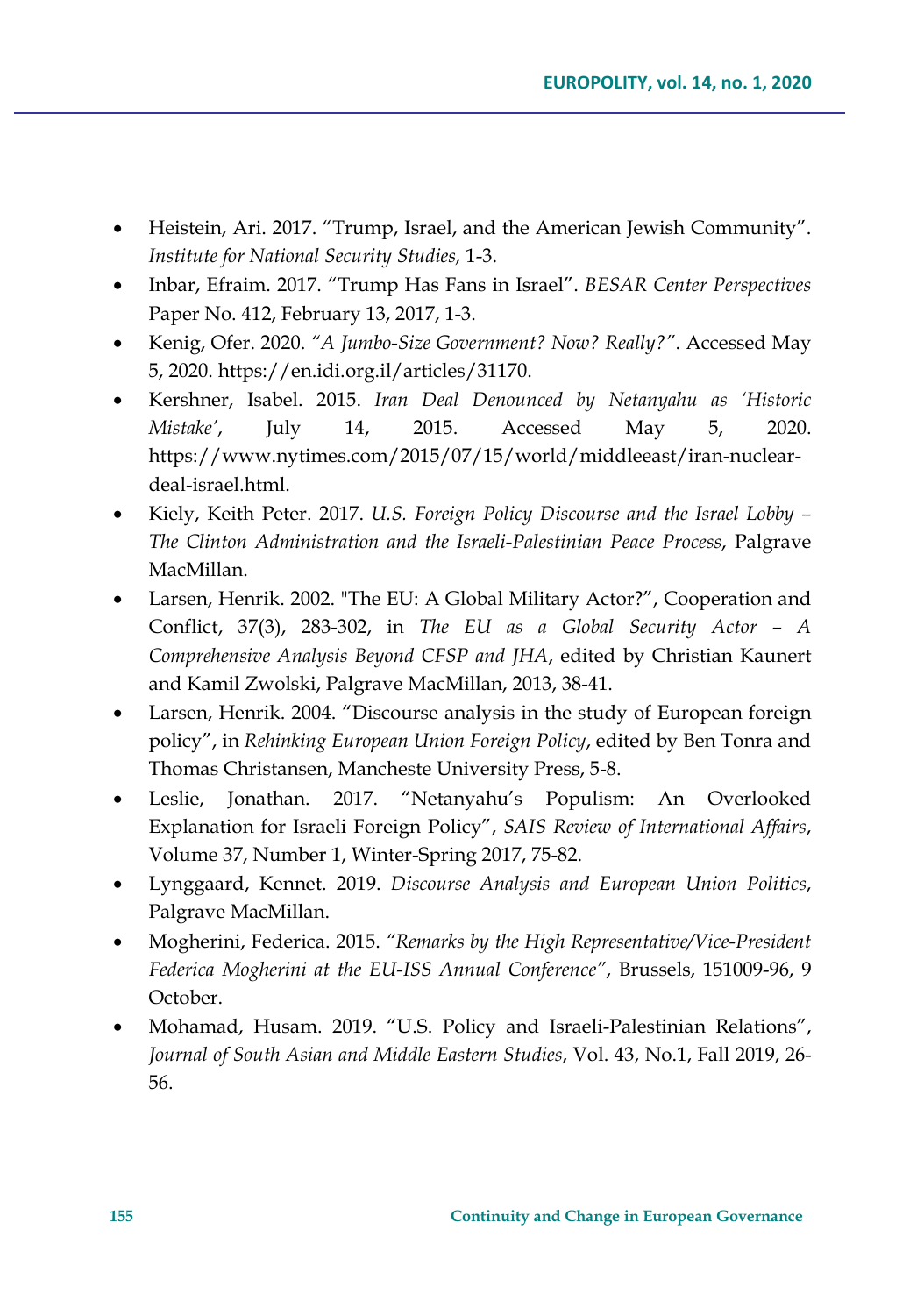- Heistein, Ari. 2017. "Trump, Israel, and the American Jewish Community". *Institute for National Security Studies,* 1-3.
- Inbar, Efraim. 2017. "Trump Has Fans in Israel". *BESAR Center Perspectives* Paper No. 412, February 13, 2017, 1-3.
- Kenig, Ofer. 2020. *"A Jumbo-Size Government? Now? Really?"*. Accessed May 5, 2020. https://en.idi.org.il/articles/31170.
- Kershner, Isabel. 2015. *Iran Deal Denounced by Netanyahu as 'Historic Mistake'*, July 14, 2015. Accessed May 5, 2020. https://www.nytimes.com/2015/07/15/world/middleeast/iran-nuclear-deal-israel.html.
- Kiely, Keith Peter. 2017. *U.S. Foreign Policy Discourse and the Israel Lobby – The Clinton Administration and the Israeli-Palestinian Peace Process*, Palgrave MacMillan.
- Larsen, Henrik. 2002. "The EU: A Global Military Actor?", Cooperation and Conflict, 37(3), 283-302, in *The EU as a Global Security Actor – A Comprehensive Analysis Beyond CFSP and JHA*, edited by Christian Kaunert and Kamil Zwolski, Palgrave MacMillan, 2013, 38-41.
- Larsen, Henrik. 2004. "Discourse analysis in the study of European foreign policy", in *Rehinking European Union Foreign Policy*, edited by Ben Tonra and Thomas Christansen, Mancheste University Press, 5-8.
- Leslie, Jonathan. 2017. "Netanyahu's Populism: An Overlooked Explanation for Israeli Foreign Policy", *SAIS Review of International Affairs*, Volume 37, Number 1, Winter-Spring 2017, 75-82.
- Lynggaard, Kennet. 2019. *Discourse Analysis and European Union Politics*, Palgrave MacMillan.
- Mogherini, Federica. 2015. *"Remarks by the High Representative/Vice-President Federica Mogherini at the EU-ISS Annual Conference"*, Brussels, 151009-96, 9 October.
- Mohamad, Husam. 2019. "U.S. Policy and Israeli-Palestinian Relations", *Journal of South Asian and Middle Eastern Studies*, Vol. 43, No.1, Fall 2019, 26-56.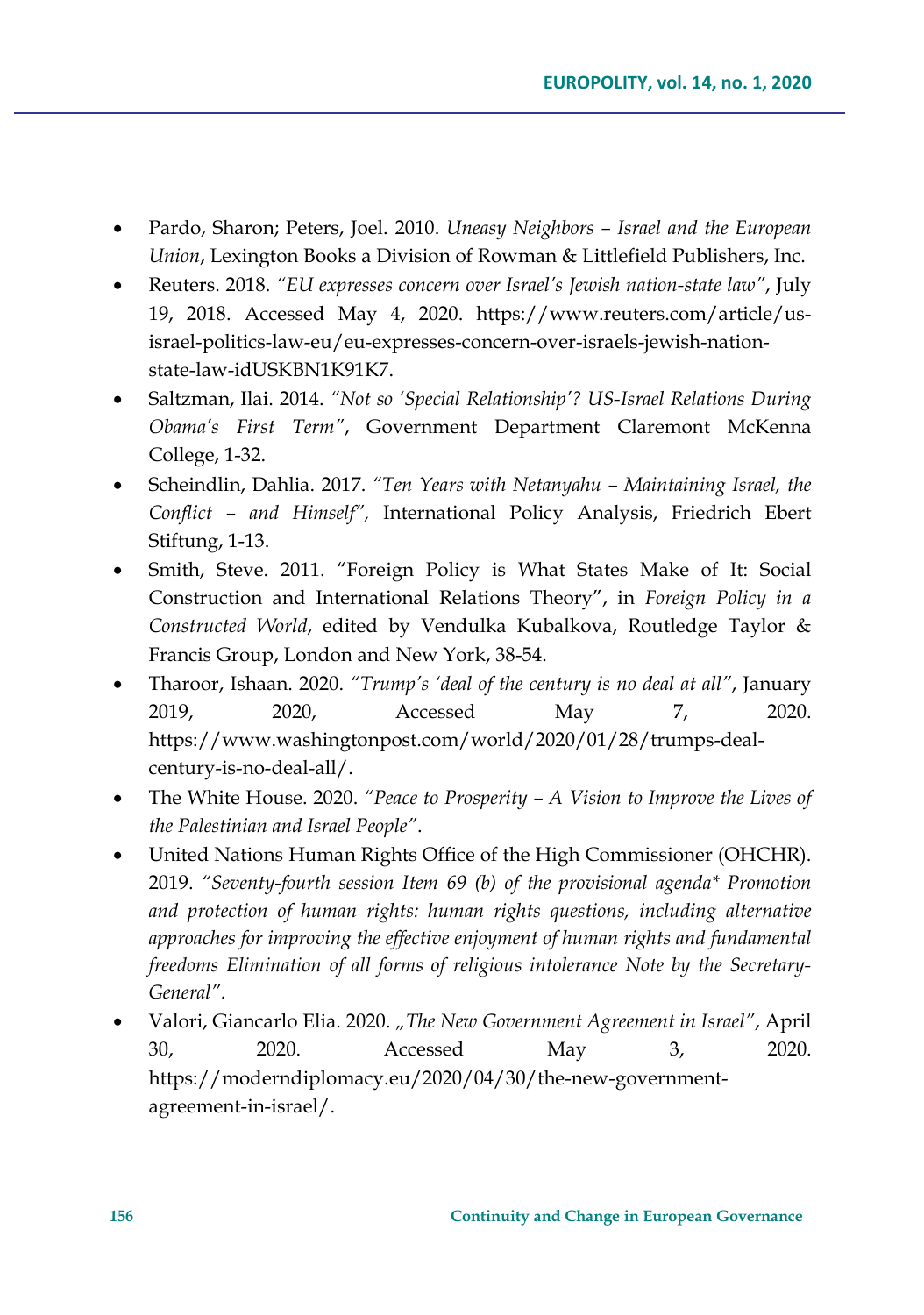- Pardo, Sharon; Peters, Joel. 2010. *Uneasy Neighbors – Israel and the European Union*, Lexington Books a Division of Rowman & Littlefield Publishers, Inc.
- Reuters. 2018. *"EU expresses concern over Israel's Jewish nation-state law"*, July 19, 2018. Accessed May 4, 2020. https://www.reuters.com/article/us-israel-politics-law-eu/eu-expresses-concern-over-israels-jewish-nation-state-law-idUSKBN1K91K7.
- Saltzman, Ilai. 2014. *"Not so 'Special Relationship'? US-Israel Relations During Obama's First Term"*, Government Department Claremont McKenna College, 1-32.
- Scheindlin, Dahlia. 2017. *"Ten Years with Netanyahu – Maintaining Israel, the Conflict – and Himself",* International Policy Analysis, Friedrich Ebert Stiftung, 1-13.
- Smith, Steve. 2011. "Foreign Policy is What States Make of It: Social Construction and International Relations Theory", in *Foreign Policy in a Constructed World*, edited by Vendulka Kubalkova, Routledge Taylor & Francis Group, London and New York, 38-54.
- Tharoor, Ishaan. 2020. *"Trump's 'deal of the century is no deal at all"*, January 2019, 2020, Accessed May 7, 2020. https://www.washingtonpost.com/world/2020/01/28/trumps-deal-century-is-no-deal-all/.
- The White House. 2020. *"Peace to Prosperity – A Vision to Improve the Lives of the Palestinian and Israel People"*.
- United Nations Human Rights Office of the High Commissioner (OHCHR). 2019. *"Seventy-fourth session Item 69 (b) of the provisional agenda\* Promotion and protection of human rights: human rights questions, including alternative approaches for improving the effective enjoyment of human rights and fundamental freedoms Elimination of all forms of religious intolerance Note by the Secretary-General"*.
- Valori, Giancarlo Elia. 2020. *„The New Government Agreement in Israel"*, April 30, 2020. Accessed May 3, 2020. https://moderndiplomacy.eu/2020/04/30/the-new-government-agreement-in-israel/.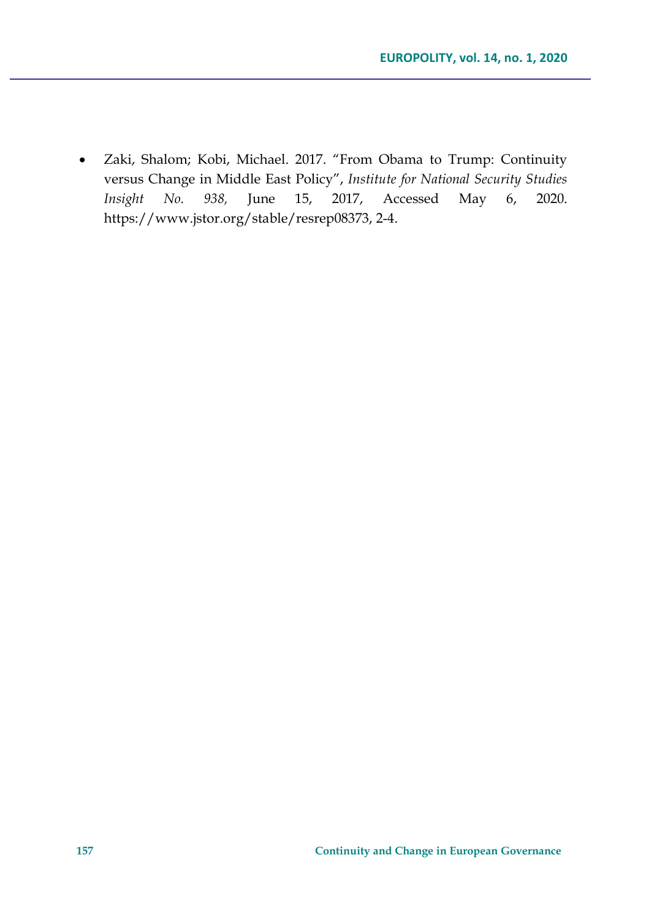- Zaki, Shalom; Kobi, Michael. 2017. "From Obama to Trump: Continuity versus Change in Middle East Policy", *Institute for National Security Studies Insight No. 938,* June 15, 2017, Accessed May 6, 2020. https://www.jstor.org/stable/resrep08373, 2-4.